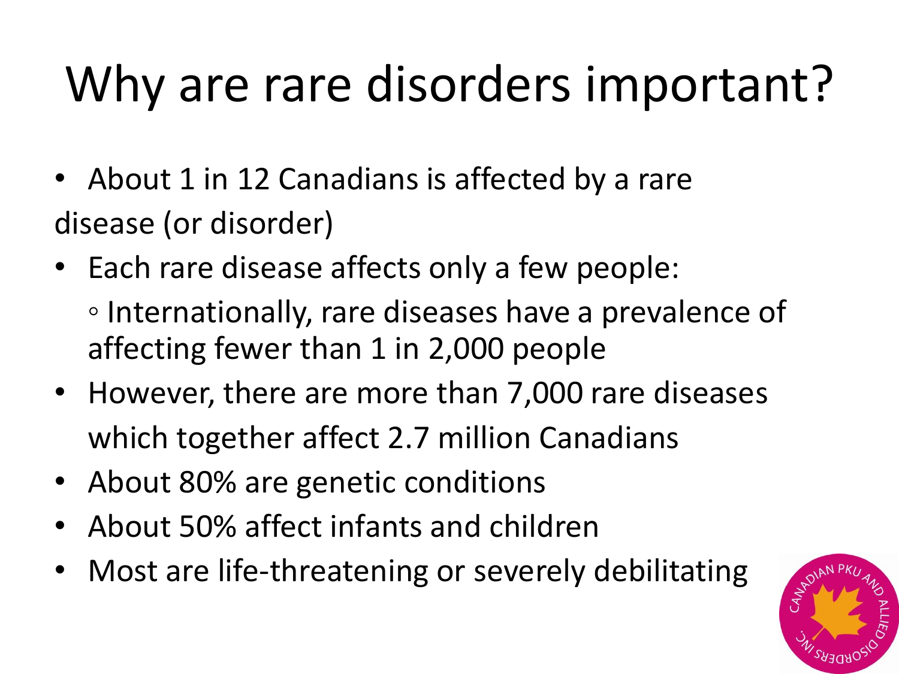# Why are rare disorders important?

- About 1 in 12 Canadians is affected by a rare disease (or disorder)
- Each rare disease affects only a few people:
  - Internationally, rare diseases have a prevalence of affecting fewer than 1 in 2,000 people
- However, there are more than 7,000 rare diseases which together affect 2.7 million Canadians
- About 80% are genetic conditions
- About 50% affect infants and children
- Most are life-threatening or severely debilitating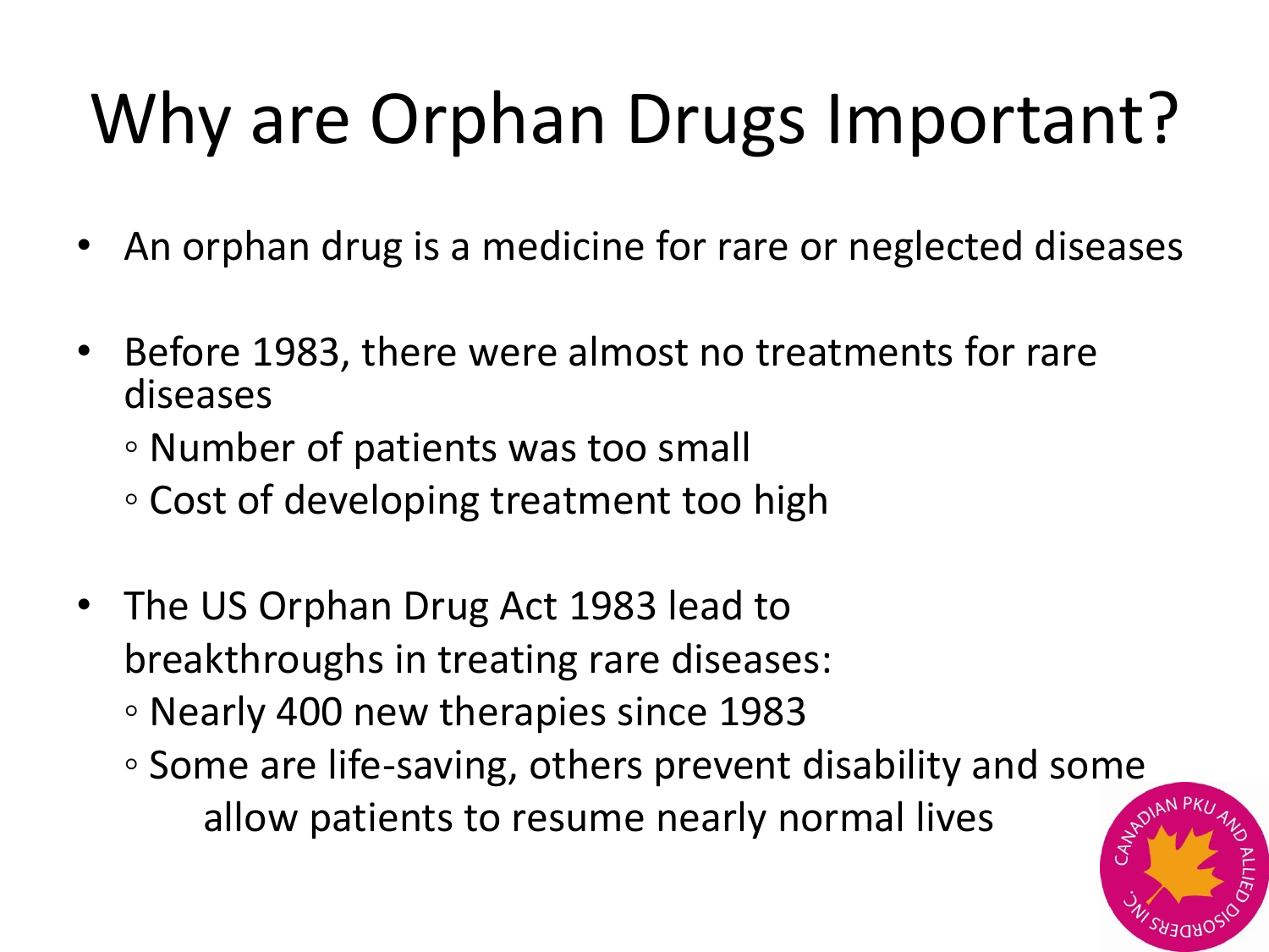# Why are Orphan Drugs Important?

- An orphan drug is a medicine for rare or neglected diseases
- Before 1983, there were almost no treatments for rare diseases
  - Number of patients was too small
  - Cost of developing treatment too high
- The US Orphan Drug Act 1983 lead to breakthroughs in treating rare diseases:
  - Nearly 400 new therapies since 1983
  - Some are life-saving, others prevent disability and some allow patients to resume nearly normal lives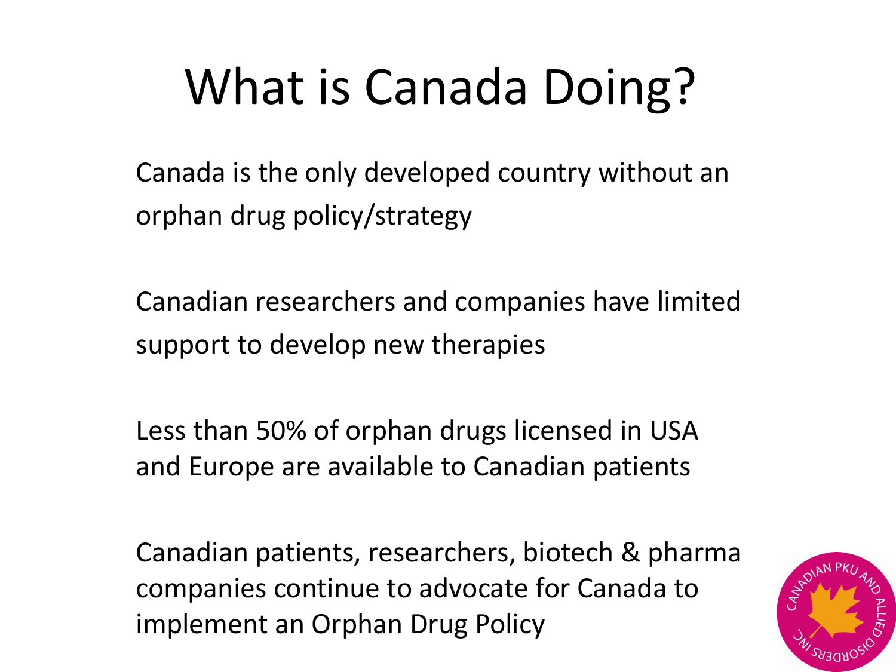# What is Canada Doing?

Canada is the only developed country without an orphan drug policy/strategy

Canadian researchers and companies have limited support to develop new therapies

Less than 50% of orphan drugs licensed in USA and Europe are available to Canadian patients

Canadian patients, researchers, biotech & pharma companies continue to advocate for Canada to implement an Orphan Drug Policy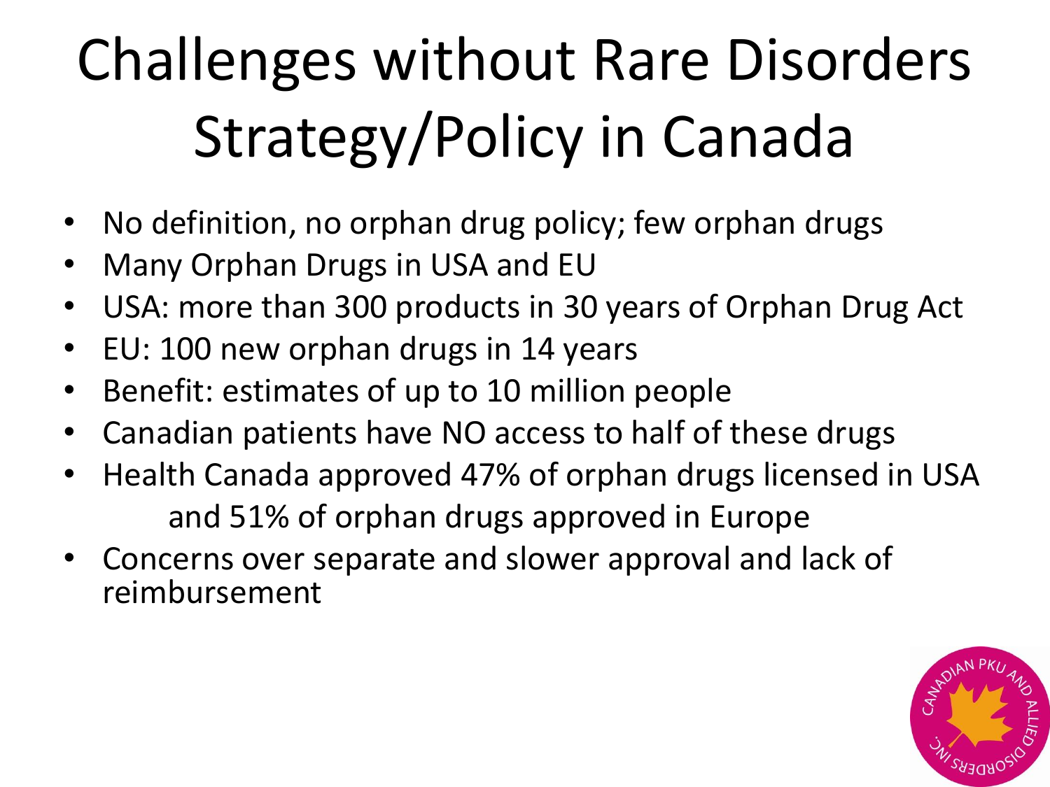# Challenges without Rare Disorders Strategy/Policy in Canada

- No definition, no orphan drug policy; few orphan drugs
- Many Orphan Drugs in USA and EU
- USA: more than 300 products in 30 years of Orphan Drug Act
- EU: 100 new orphan drugs in 14 years
- Benefit: estimates of up to 10 million people
- Canadian patients have NO access to half of these drugs
- Health Canada approved 47% of orphan drugs licensed in USA and 51% of orphan drugs approved in Europe
- Concerns over separate and slower approval and lack of reimbursement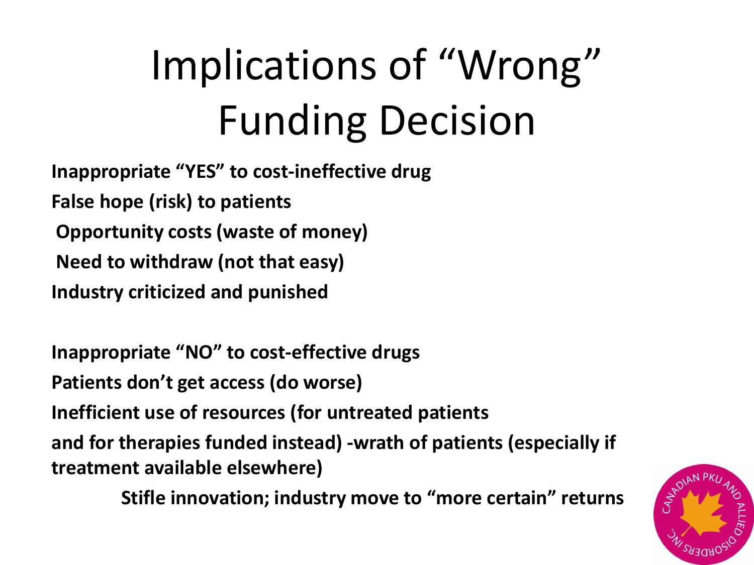# Implications of "Wrong" Funding Decision

**Inappropriate "YES" to cost-ineffective drug**

**False hope (risk) to patients**

**Opportunity costs (waste of money)**

**Need to withdraw (not that easy)**

**Industry criticized and punished**

**Inappropriate "NO" to cost-effective drugs**

**Patients don't get access (do worse)**

**Inefficient use of resources (for untreated patients and for therapies funded instead) -wrath of patients (especially if treatment available elsewhere)**

**Stifle innovation; industry move to "more certain" returns**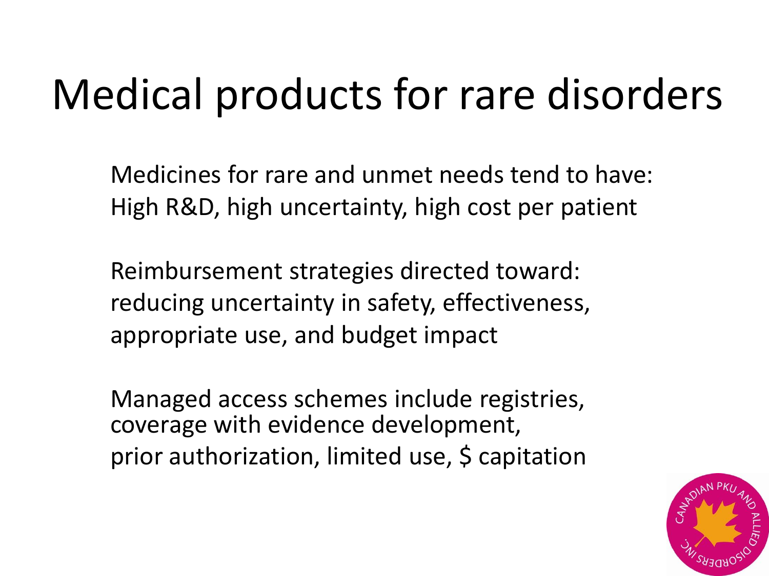# Medical products for rare disorders

Medicines for rare and unmet needs tend to have:
High R&D, high uncertainty, high cost per patient

Reimbursement strategies directed toward:
reducing uncertainty in safety, effectiveness, appropriate use, and budget impact

Managed access schemes include registries, coverage with evidence development, prior authorization, limited use, $ capitation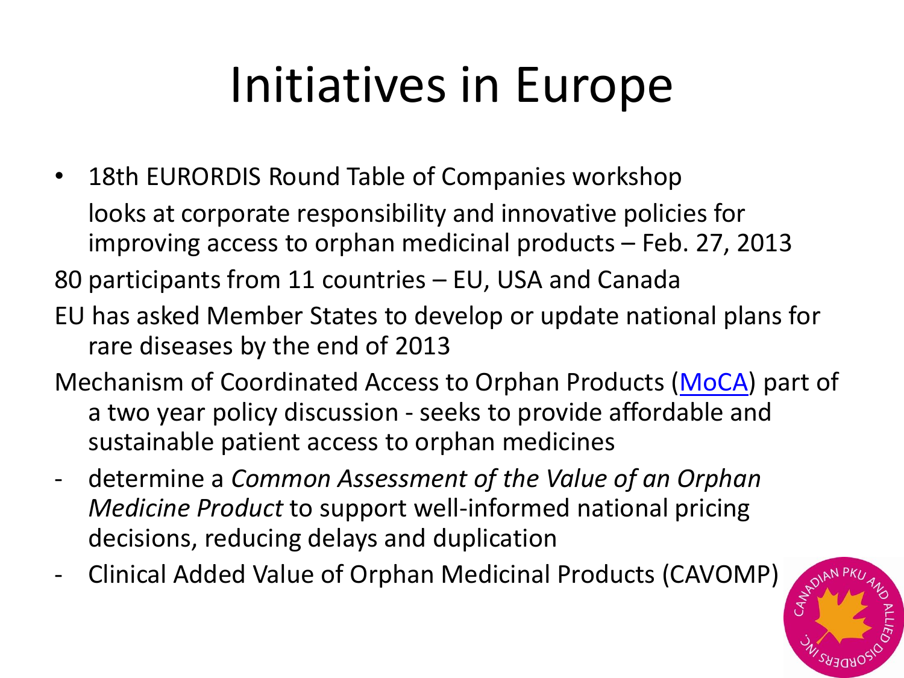# Initiatives in Europe

- 18th EURORDIS Round Table of Companies workshop looks at corporate responsibility and innovative policies for improving access to orphan medicinal products – Feb. 27, 2013

80 participants from 11 countries – EU, USA and Canada

EU has asked Member States to develop or update national plans for rare diseases by the end of 2013

Mechanism of Coordinated Access to Orphan Products (MoCA) part of a two year policy discussion - seeks to provide affordable and sustainable patient access to orphan medicines

- determine a *Common Assessment of the Value of an Orphan Medicine Product* to support well-informed national pricing decisions, reducing delays and duplication
- Clinical Added Value of Orphan Medicinal Products (CAVOMP)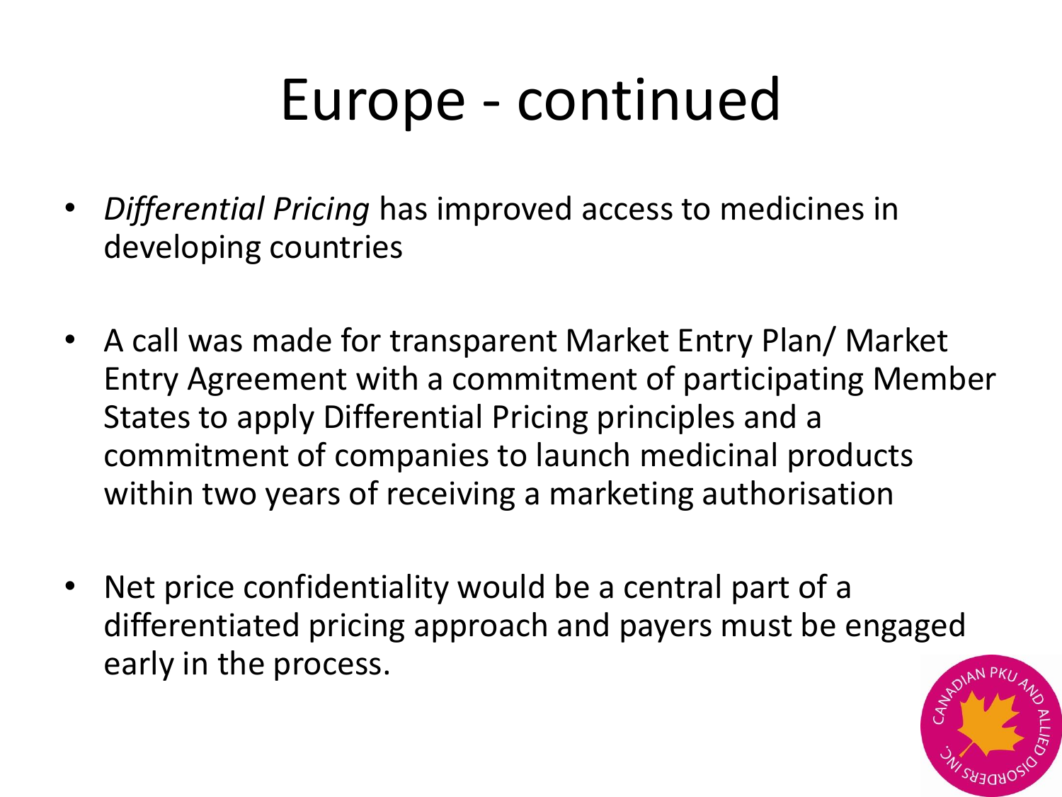# Europe - continued

- *Differential Pricing* has improved access to medicines in developing countries

- A call was made for transparent Market Entry Plan/ Market Entry Agreement with a commitment of participating Member States to apply Differential Pricing principles and a commitment of companies to launch medicinal products within two years of receiving a marketing authorisation

- Net price confidentiality would be a central part of a differentiated pricing approach and payers must be engaged early in the process.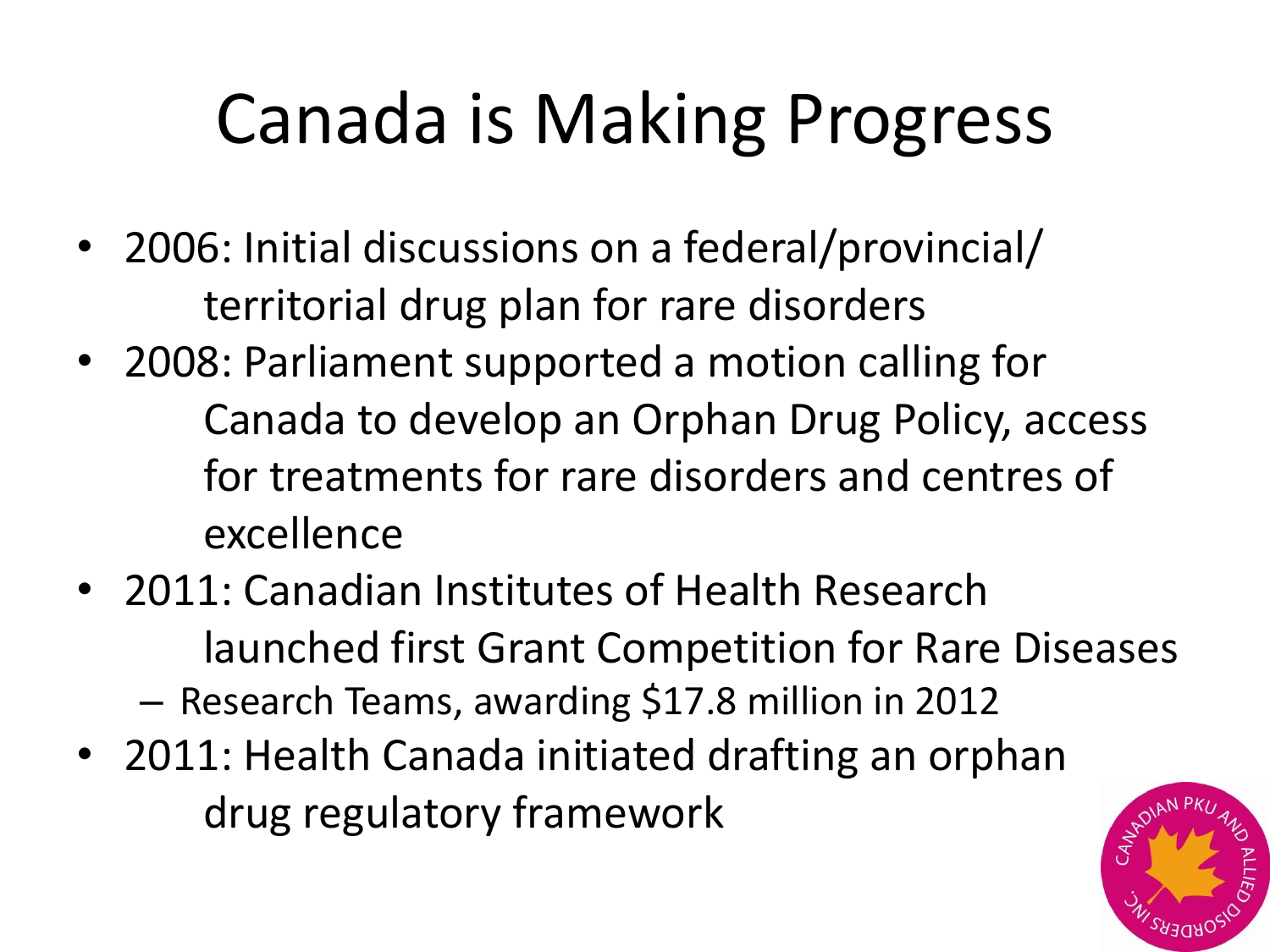# Canada is Making Progress

- 2006: Initial discussions on a federal/provincial/territorial drug plan for rare disorders
- 2008: Parliament supported a motion calling for Canada to develop an Orphan Drug Policy, access for treatments for rare disorders and centres of excellence
- 2011: Canadian Institutes of Health Research launched first Grant Competition for Rare Diseases
  - Research Teams, awarding $17.8 million in 2012
- 2011: Health Canada initiated drafting an orphan drug regulatory framework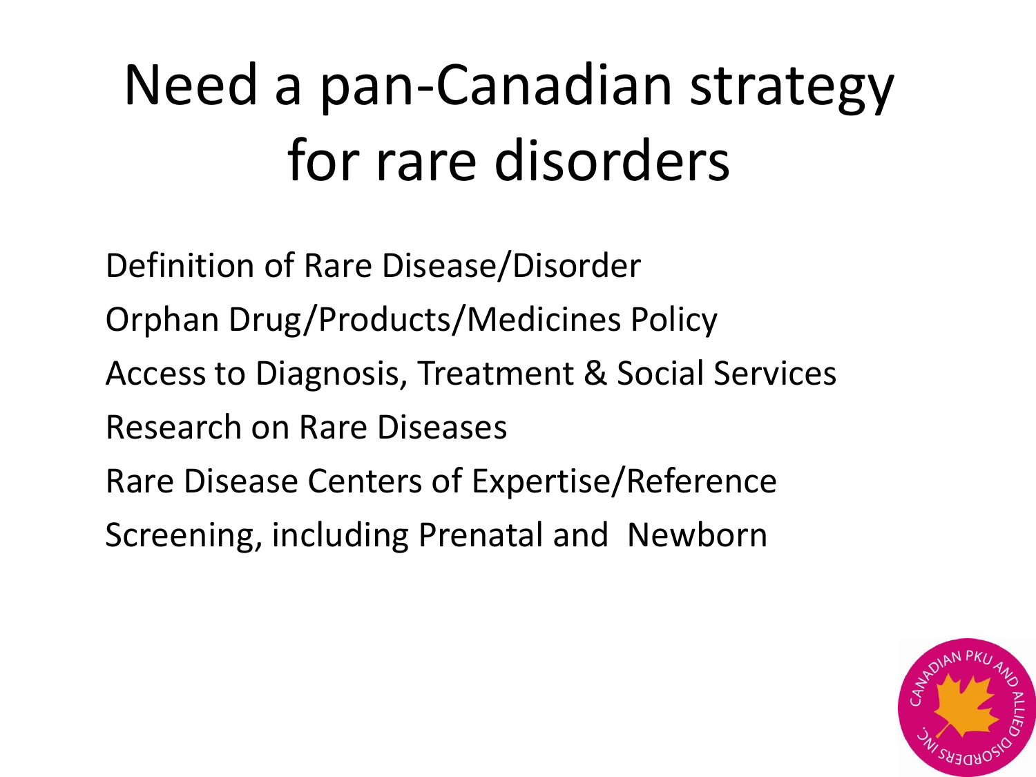# Need a pan-Canadian strategy for rare disorders

Definition of Rare Disease/Disorder

Orphan Drug/Products/Medicines Policy

Access to Diagnosis, Treatment & Social Services

Research on Rare Diseases

Rare Disease Centers of Expertise/Reference

Screening, including Prenatal and Newborn